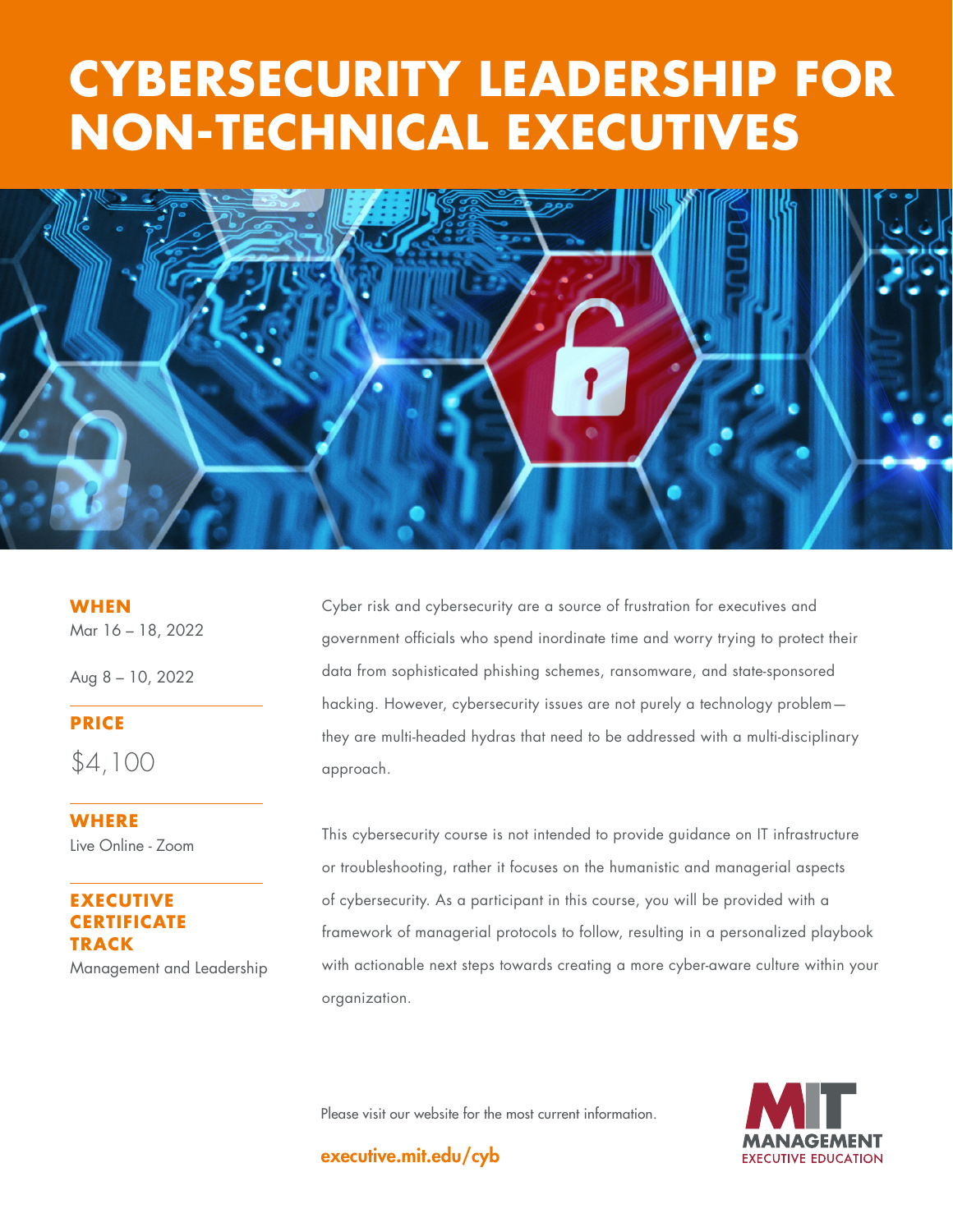# CYBERSECURITY LEADERSHIP FOR NON-TECHNICAL EXECUTIVES

**WHEN**

Mar 16 – 18, 2022

Aug 8 – 10, 2022

**PRICE**

$4,100

**WHERE**

Live Online - Zoom

**EXECUTIVE CERTIFICATE TRACK**

Management and Leadership

Cyber risk and cybersecurity are a source of frustration for executives and government officials who spend inordinate time and worry trying to protect their data from sophisticated phishing schemes, ransomware, and state-sponsored hacking. However, cybersecurity issues are not purely a technology problem—they are multi-headed hydras that need to be addressed with a multi-disciplinary approach.

This cybersecurity course is not intended to provide guidance on IT infrastructure or troubleshooting, rather it focuses on the humanistic and managerial aspects of cybersecurity. As a participant in this course, you will be provided with a framework of managerial protocols to follow, resulting in a personalized playbook with actionable next steps towards creating a more cyber-aware culture within your organization.

Please visit our website for the most current information.

**executive.mit.edu/cyb**

MIT MANAGEMENT EXECUTIVE EDUCATION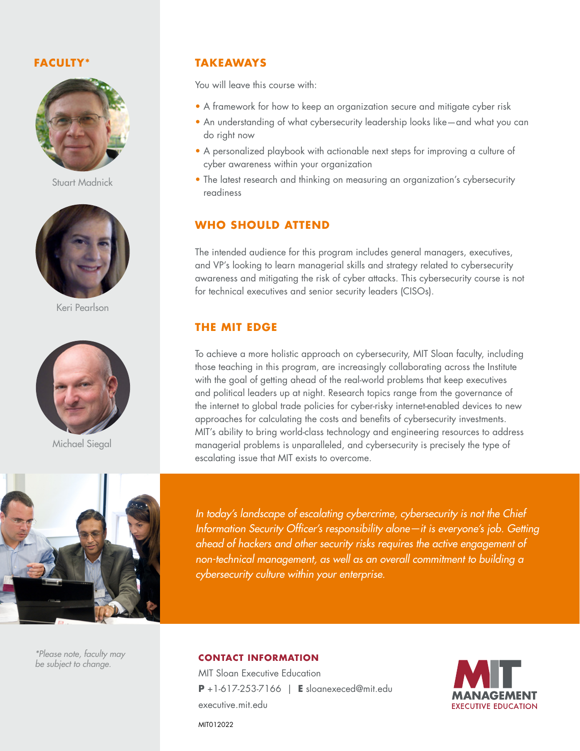## FACULTY*

Stuart Madnick

Keri Pearlson

Michael Siegal

*Please note, faculty may be subject to change.*

## TAKEAWAYS

You will leave this course with:

- A framework for how to keep an organization secure and mitigate cyber risk
- An understanding of what cybersecurity leadership looks like—and what you can do right now
- A personalized playbook with actionable next steps for improving a culture of cyber awareness within your organization
- The latest research and thinking on measuring an organization's cybersecurity readiness

## WHO SHOULD ATTEND

The intended audience for this program includes general managers, executives, and VP's looking to learn managerial skills and strategy related to cybersecurity awareness and mitigating the risk of cyber attacks. This cybersecurity course is not for technical executives and senior security leaders (CISOs).

## THE MIT EDGE

To achieve a more holistic approach on cybersecurity, MIT Sloan faculty, including those teaching in this program, are increasingly collaborating across the Institute with the goal of getting ahead of the real-world problems that keep executives and political leaders up at night. Research topics range from the governance of the internet to global trade policies for cyber-risky internet-enabled devices to new approaches for calculating the costs and benefits of cybersecurity investments. MIT's ability to bring world-class technology and engineering resources to address managerial problems is unparalleled, and cybersecurity is precisely the type of escalating issue that MIT exists to overcome.

*In today's landscape of escalating cybercrime, cybersecurity is not the Chief Information Security Officer's responsibility alone—it is everyone's job. Getting ahead of hackers and other security risks requires the active engagement of non-technical management, as well as an overall commitment to building a cybersecurity culture within your enterprise.*

## CONTACT INFORMATION

MIT Sloan Executive Education

**P** +1-617-253-7166 | **E** sloanexeced@mit.edu

executive.mit.edu

MIT MANAGEMENT EXECUTIVE EDUCATION

MIT012022